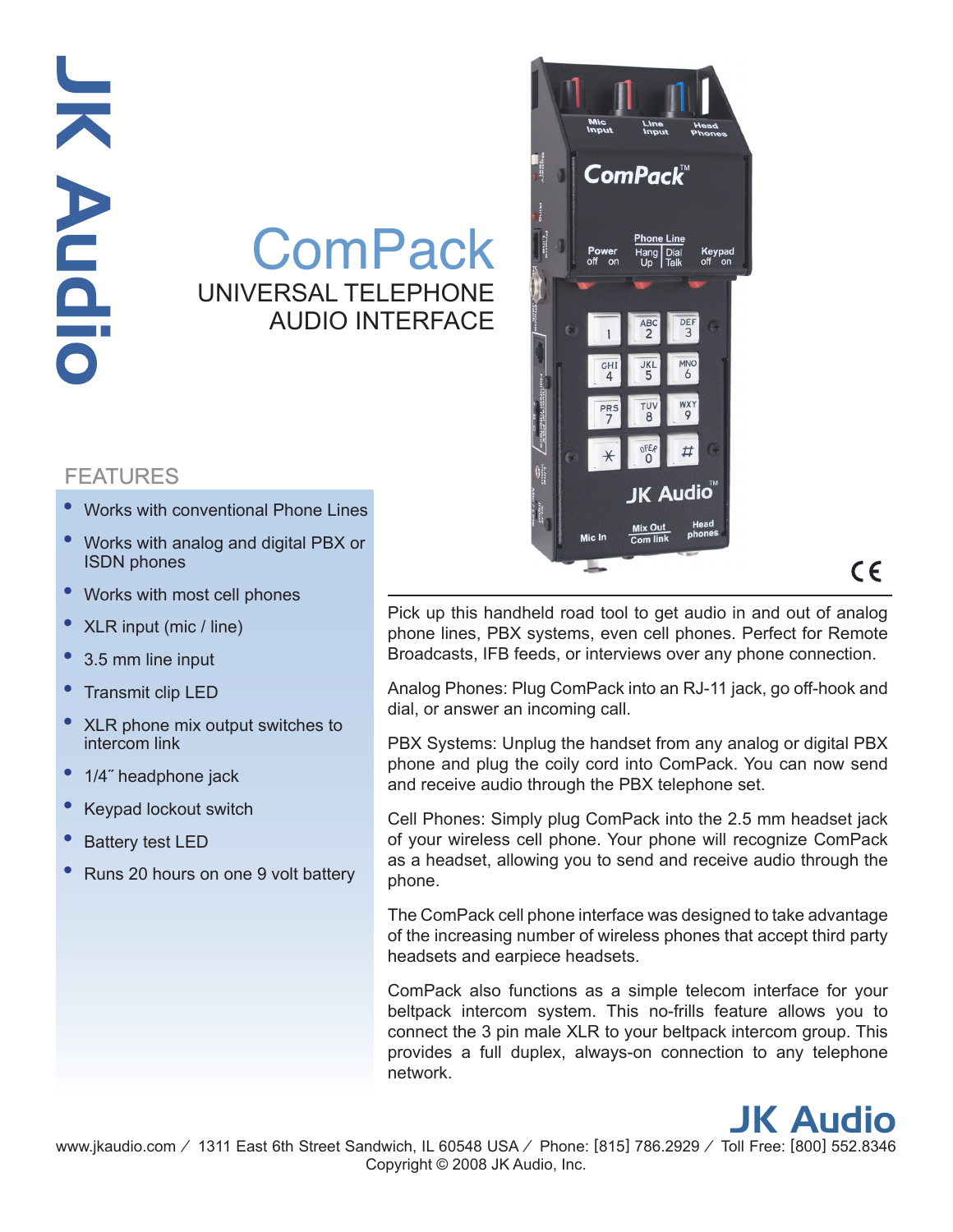# JK Audio

# ComPack

## UNIVERSAL TELEPHONE AUDIO INTERFACE

## FEATURES

- Works with conventional Phone Lines
- Works with analog and digital PBX or ISDN phones
- Works with most cell phones
- XLR input (mic / line)
- 3.5 mm line input
- Transmit clip LED
- XLR phone mix output switches to intercom link
- 1/4˝ headphone jack
- Keypad lockout switch
- Battery test LED
- Runs 20 hours on one 9 volt battery

Pick up this handheld road tool to get audio in and out of analog phone lines, PBX systems, even cell phones. Perfect for Remote Broadcasts, IFB feeds, or interviews over any phone connection.

Analog Phones: Plug ComPack into an RJ-11 jack, go off-hook and dial, or answer an incoming call.

PBX Systems: Unplug the handset from any analog or digital PBX phone and plug the coily cord into ComPack. You can now send and receive audio through the PBX telephone set.

Cell Phones: Simply plug ComPack into the 2.5 mm headset jack of your wireless cell phone. Your phone will recognize ComPack as a headset, allowing you to send and receive audio through the phone.

The ComPack cell phone interface was designed to take advantage of the increasing number of wireless phones that accept third party headsets and earpiece headsets.

ComPack also functions as a simple telecom interface for your beltpack intercom system. This no-frills feature allows you to connect the 3 pin male XLR to your beltpack intercom group. This provides a full duplex, always-on connection to any telephone network.

JK Audio

www.jkaudio.com ⁄ 1311 East 6th Street Sandwich, IL 60548 USA ⁄ Phone: [815] 786.2929 ⁄ Toll Free: [800] 552.8346
Copyright © 2008 JK Audio, Inc.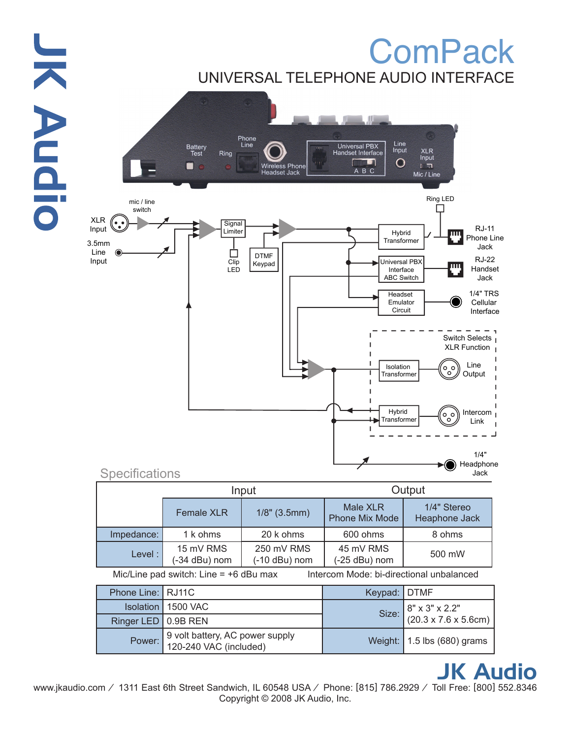# ComPack

## UNIVERSAL TELEPHONE AUDIO INTERFACE

Battery Test
Ring
Phone Line
Wireless Phone Headset Jack
Universal PBX Handset Interface
A B C
Line Input
XLR Input
Mic / Line

mic / line switch
XLR Input
3.5mm Line Input
Signal Limiter
Clip LED
DTMF Keypad
Ring LED
Hybrid Transformer
RJ-11 Phone Line Jack
Universal PBX Interface ABC Switch
RJ-22 Handset Jack
Headset Emulator Circuit
1/4" TRS Cellular Interface
Switch Selects XLR Function
Isolation Transformer
Line Output
Hybrid Transformer
Intercom Link
1/4" Headphone Jack

## Specifications

| | Input | | Output | |
|---|---|---|---|---|
| | Female XLR | 1/8" (3.5mm) | Male XLR Phone Mix Mode | 1/4" Stereo Heaphone Jack |
| Impedance: | 1 k ohms | 20 k ohms | 600 ohms | 8 ohms |
| Level : | 15 mV RMS (-34 dBu) nom | 250 mV RMS (-10 dBu) nom | 45 mV RMS (-25 dBu) nom | 500 mW |

Mic/Line pad switch: Line = +6 dBu max    Intercom Mode: bi-directional unbalanced

| | | | |
|---|---|---|---|
| Phone Line: | RJ11C | Keypad: | DTMF |
| Isolation | 1500 VAC | Size: | 8" x 3" x 2.2" (20.3 x 7.6 x 5.6cm) |
| Ringer LED | 0.9B REN | | |
| Power: | 9 volt battery, AC power supply 120-240 VAC (included) | Weight: | 1.5 lbs (680) grams |

JK Audio

www.jkaudio.com / 1311 East 6th Street Sandwich, IL 60548 USA / Phone: [815] 786.2929 / Toll Free: [800] 552.8346
Copyright © 2008 JK Audio, Inc.